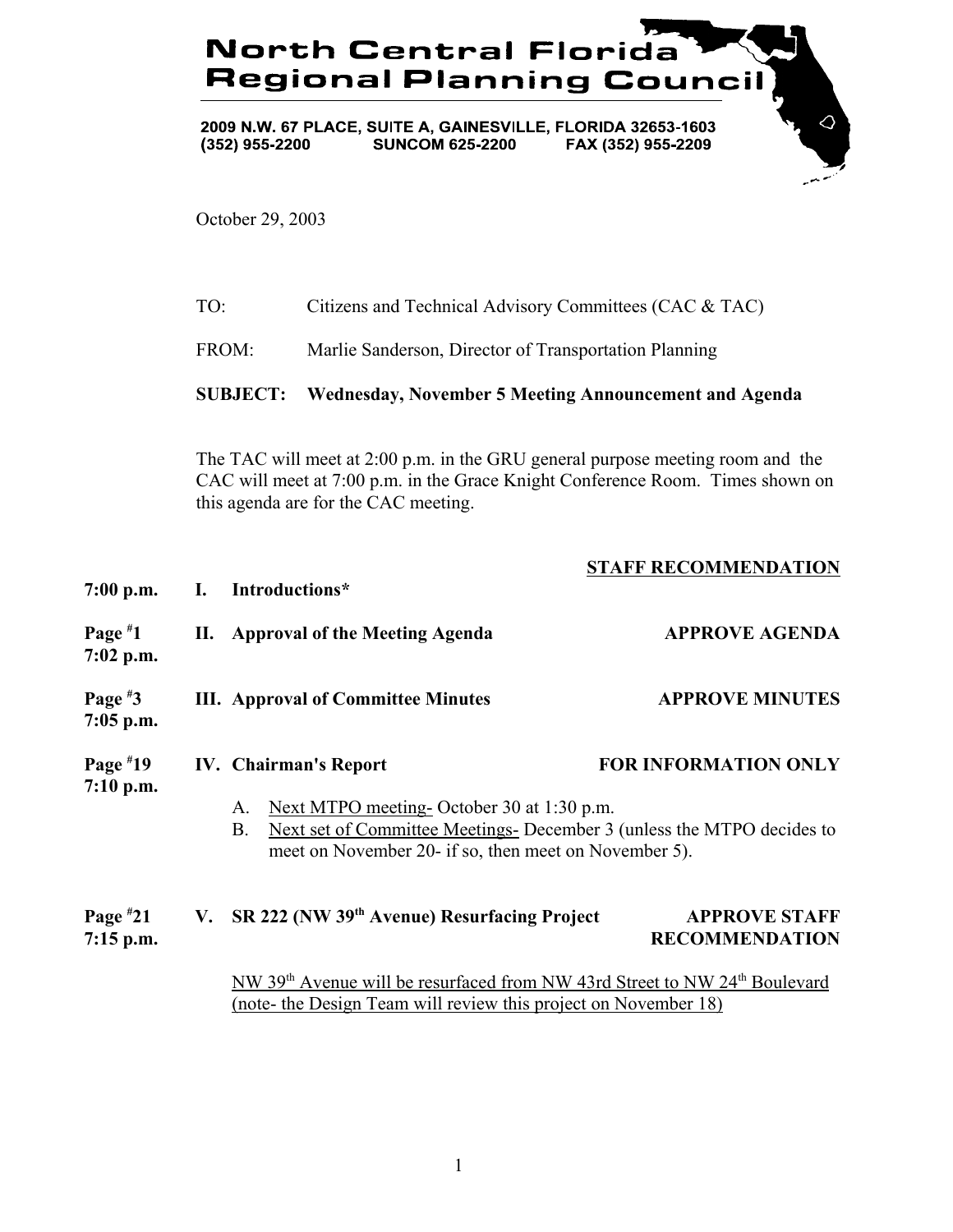# North Central Florida Regional Planning Council

**2009 N.W. 67 PLACE, SUITE A, GAINESVILLE, FLORIDA 32653-1603**
**(352) 955-2200 SUNCOM 625-2200 FAX (352) 955-2209**

October 29, 2003

TO: Citizens and Technical Advisory Committees (CAC & TAC)

FROM: Marlie Sanderson, Director of Transportation Planning

**SUBJECT: Wednesday, November 5 Meeting Announcement and Agenda**

The TAC will meet at 2:00 p.m. in the GRU general purpose meeting room and the CAC will meet at 7:00 p.m. in the Grace Knight Conference Room. Times shown on this agenda are for the CAC meeting.

| | | **STAFF RECOMMENDATION** |
|---|---|---|
| **7:00 p.m.** | **I. Introductions*** | |
| **Page #1 7:02 p.m.** | **II. Approval of the Meeting Agenda** | **APPROVE AGENDA** |
| **Page #3 7:05 p.m.** | **III. Approval of Committee Minutes** | **APPROVE MINUTES** |
| **Page #19 7:10 p.m.** | **IV. Chairman's Report** | **FOR INFORMATION ONLY** |

A. Next MTPO meeting- October 30 at 1:30 p.m.
B. Next set of Committee Meetings- December 3 (unless the MTPO decides to meet on November 20- if so, then meet on November 5).

| | | |
|---|---|---|
| **Page #21 7:15 p.m.** | **V. SR 222 (NW 39th Avenue) Resurfacing Project** | **APPROVE STAFF RECOMMENDATION** |

NW 39th Avenue will be resurfaced from NW 43rd Street to NW 24th Boulevard (note- the Design Team will review this project on November 18)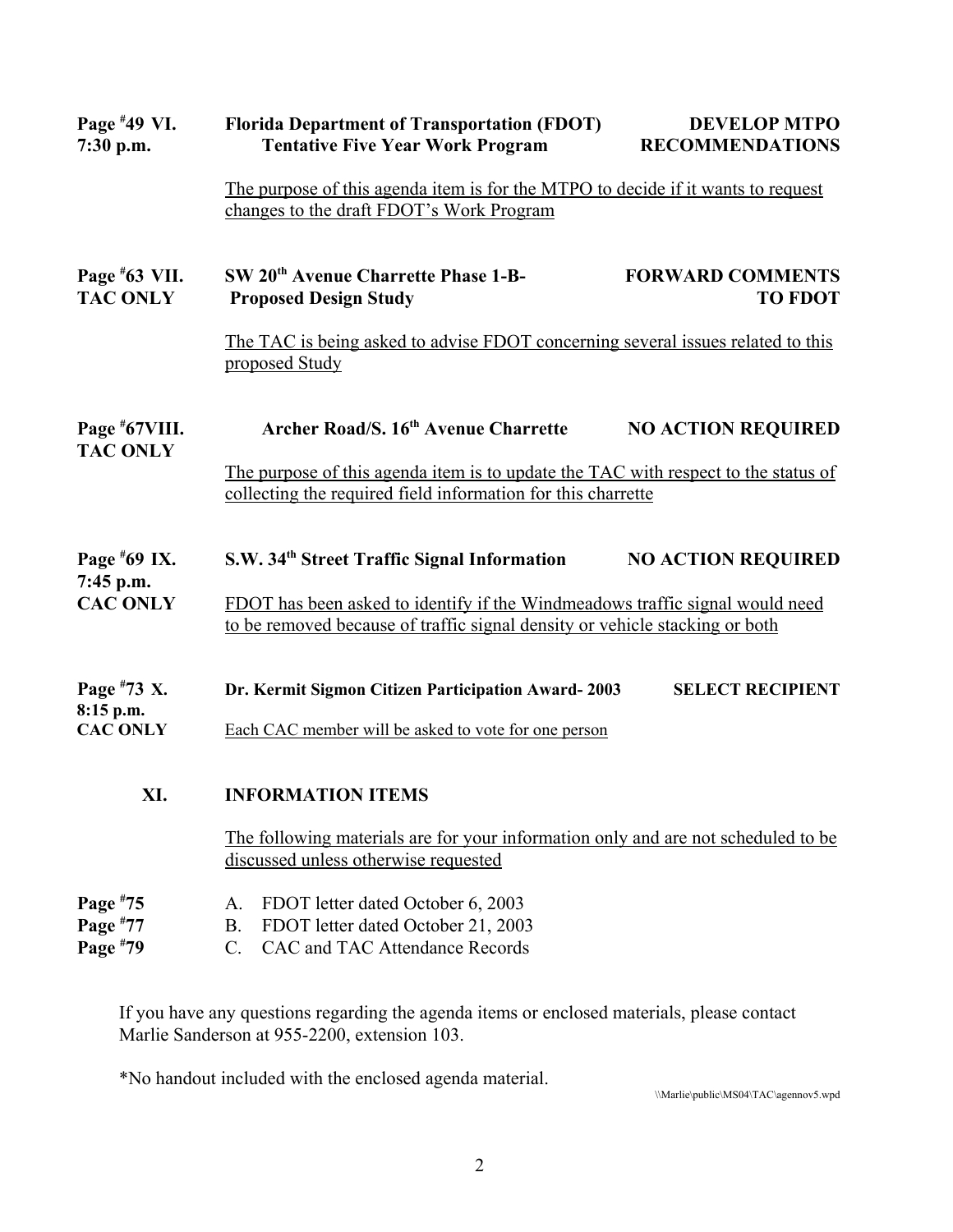**Page #49 VI.**
**7:30 p.m.**

**Florida Department of Transportation (FDOT) Tentative Five Year Work Program** — **DEVELOP MTPO RECOMMENDATIONS**

The purpose of this agenda item is for the MTPO to decide if it wants to request changes to the draft FDOT's Work Program

**Page #63 VII.**
**TAC ONLY**

**SW 20th Avenue Charrette Phase 1-B- Proposed Design Study** — **FORWARD COMMENTS TO FDOT**

The TAC is being asked to advise FDOT concerning several issues related to this proposed Study

**Page #67VIII.**
**TAC ONLY**

**Archer Road/S. 16th Avenue Charrette** — **NO ACTION REQUIRED**

The purpose of this agenda item is to update the TAC with respect to the status of collecting the required field information for this charrette

**Page #69 IX.**
**7:45 p.m.**
**CAC ONLY**

**S.W. 34th Street Traffic Signal Information** — **NO ACTION REQUIRED**

FDOT has been asked to identify if the Windmeadows traffic signal would need to be removed because of traffic signal density or vehicle stacking or both

**Page #73 X.**
**8:15 p.m.**
**CAC ONLY**

**Dr. Kermit Sigmon Citizen Participation Award- 2003** — **SELECT RECIPIENT**

Each CAC member will be asked to vote for one person

**XI. INFORMATION ITEMS**

The following materials are for your information only and are not scheduled to be discussed unless otherwise requested

**Page #75** A. FDOT letter dated October 6, 2003
**Page #77** B. FDOT letter dated October 21, 2003
**Page #79** C. CAC and TAC Attendance Records

If you have any questions regarding the agenda items or enclosed materials, please contact Marlie Sanderson at 955-2200, extension 103.

*No handout included with the enclosed agenda material.

\\Marlie\public\MS04\TAC\agennov5.wpd